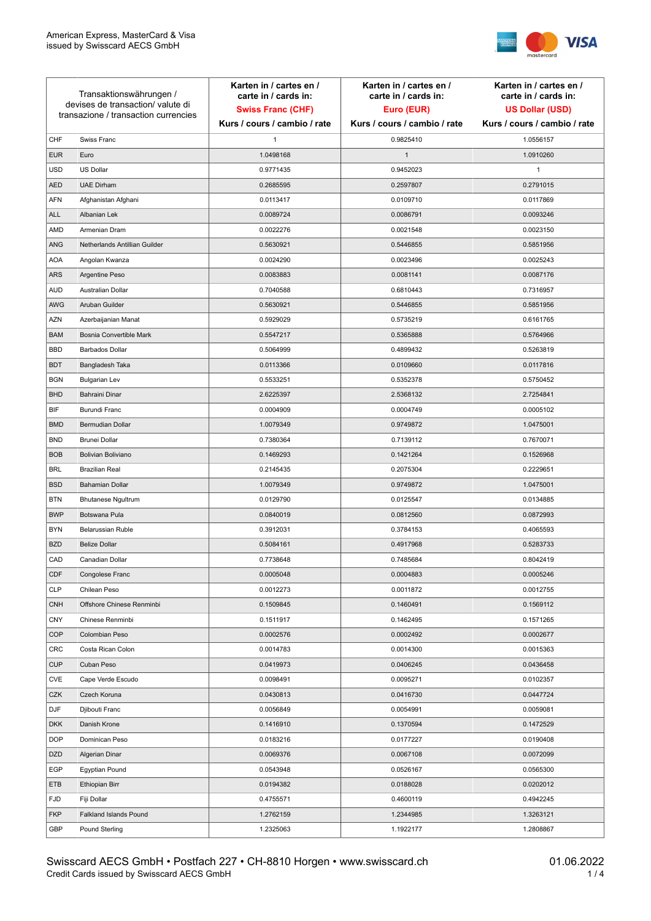American Express, MasterCard & Visa
issued by Swisscard AECS GmbH

| Transaktionswährungen / devises de transaction/ valute di transazione / transaction currencies | | Karten in / cartes en / carte in / cards in: **Swiss Franc (CHF)** Kurs / cours / cambio / rate | Karten in / cartes en / carte in / cards in: **Euro (EUR)** Kurs / cours / cambio / rate | Karten in / cartes en / carte in / cards in: **US Dollar (USD)** Kurs / cours / cambio / rate |
|---|---|---|---|---|
| CHF | Swiss Franc | 1 | 0.9825410 | 1.0556157 |
| EUR | Euro | 1.0498168 | 1 | 1.0910260 |
| USD | US Dollar | 0.9771435 | 0.9452023 | 1 |
| AED | UAE Dirham | 0.2685595 | 0.2597807 | 0.2791015 |
| AFN | Afghanistan Afghani | 0.0113417 | 0.0109710 | 0.0117869 |
| ALL | Albanian Lek | 0.0089724 | 0.0086791 | 0.0093246 |
| AMD | Armenian Dram | 0.0022276 | 0.0021548 | 0.0023150 |
| ANG | Netherlands Antillian Guilder | 0.5630921 | 0.5446855 | 0.5851956 |
| AOA | Angolan Kwanza | 0.0024290 | 0.0023496 | 0.0025243 |
| ARS | Argentine Peso | 0.0083883 | 0.0081141 | 0.0087176 |
| AUD | Australian Dollar | 0.7040588 | 0.6810443 | 0.7316957 |
| AWG | Aruban Guilder | 0.5630921 | 0.5446855 | 0.5851956 |
| AZN | Azerbaijanian Manat | 0.5929029 | 0.5735219 | 0.6161765 |
| BAM | Bosnia Convertible Mark | 0.5547217 | 0.5365888 | 0.5764966 |
| BBD | Barbados Dollar | 0.5064999 | 0.4899432 | 0.5263819 |
| BDT | Bangladesh Taka | 0.0113366 | 0.0109660 | 0.0117816 |
| BGN | Bulgarian Lev | 0.5533251 | 0.5352378 | 0.5750452 |
| BHD | Bahraini Dinar | 2.6225397 | 2.5368132 | 2.7254841 |
| BIF | Burundi Franc | 0.0004909 | 0.0004749 | 0.0005102 |
| BMD | Bermudian Dollar | 1.0079349 | 0.9749872 | 1.0475001 |
| BND | Brunei Dollar | 0.7380364 | 0.7139112 | 0.7670071 |
| BOB | Bolivian Boliviano | 0.1469293 | 0.1421264 | 0.1526968 |
| BRL | Brazilian Real | 0.2145435 | 0.2075304 | 0.2229651 |
| BSD | Bahamian Dollar | 1.0079349 | 0.9749872 | 1.0475001 |
| BTN | Bhutanese Ngultrum | 0.0129790 | 0.0125547 | 0.0134885 |
| BWP | Botswana Pula | 0.0840019 | 0.0812560 | 0.0872993 |
| BYN | Belarussian Ruble | 0.3912031 | 0.3784153 | 0.4065593 |
| BZD | Belize Dollar | 0.5084161 | 0.4917968 | 0.5283733 |
| CAD | Canadian Dollar | 0.7738648 | 0.7485684 | 0.8042419 |
| CDF | Congolese Franc | 0.0005048 | 0.0004883 | 0.0005246 |
| CLP | Chilean Peso | 0.0012273 | 0.0011872 | 0.0012755 |
| CNH | Offshore Chinese Renminbi | 0.1509845 | 0.1460491 | 0.1569112 |
| CNY | Chinese Renminbi | 0.1511917 | 0.1462495 | 0.1571265 |
| COP | Colombian Peso | 0.0002576 | 0.0002492 | 0.0002677 |
| CRC | Costa Rican Colon | 0.0014783 | 0.0014300 | 0.0015363 |
| CUP | Cuban Peso | 0.0419973 | 0.0406245 | 0.0436458 |
| CVE | Cape Verde Escudo | 0.0098491 | 0.0095271 | 0.0102357 |
| CZK | Czech Koruna | 0.0430813 | 0.0416730 | 0.0447724 |
| DJF | Djibouti Franc | 0.0056849 | 0.0054991 | 0.0059081 |
| DKK | Danish Krone | 0.1416910 | 0.1370594 | 0.1472529 |
| DOP | Dominican Peso | 0.0183216 | 0.0177227 | 0.0190408 |
| DZD | Algerian Dinar | 0.0069376 | 0.0067108 | 0.0072099 |
| EGP | Egyptian Pound | 0.0543948 | 0.0526167 | 0.0565300 |
| ETB | Ethiopian Birr | 0.0194382 | 0.0188028 | 0.0202012 |
| FJD | Fiji Dollar | 0.4755571 | 0.4600119 | 0.4942245 |
| FKP | Falkland Islands Pound | 1.2762159 | 1.2344985 | 1.3263121 |
| GBP | Pound Sterling | 1.2325063 | 1.1922177 | 1.2808867 |

Swisscard AECS GmbH • Postfach 227 • CH-8810 Horgen • www.swisscard.ch
Credit Cards issued by Swisscard AECS GmbH

01.06.2022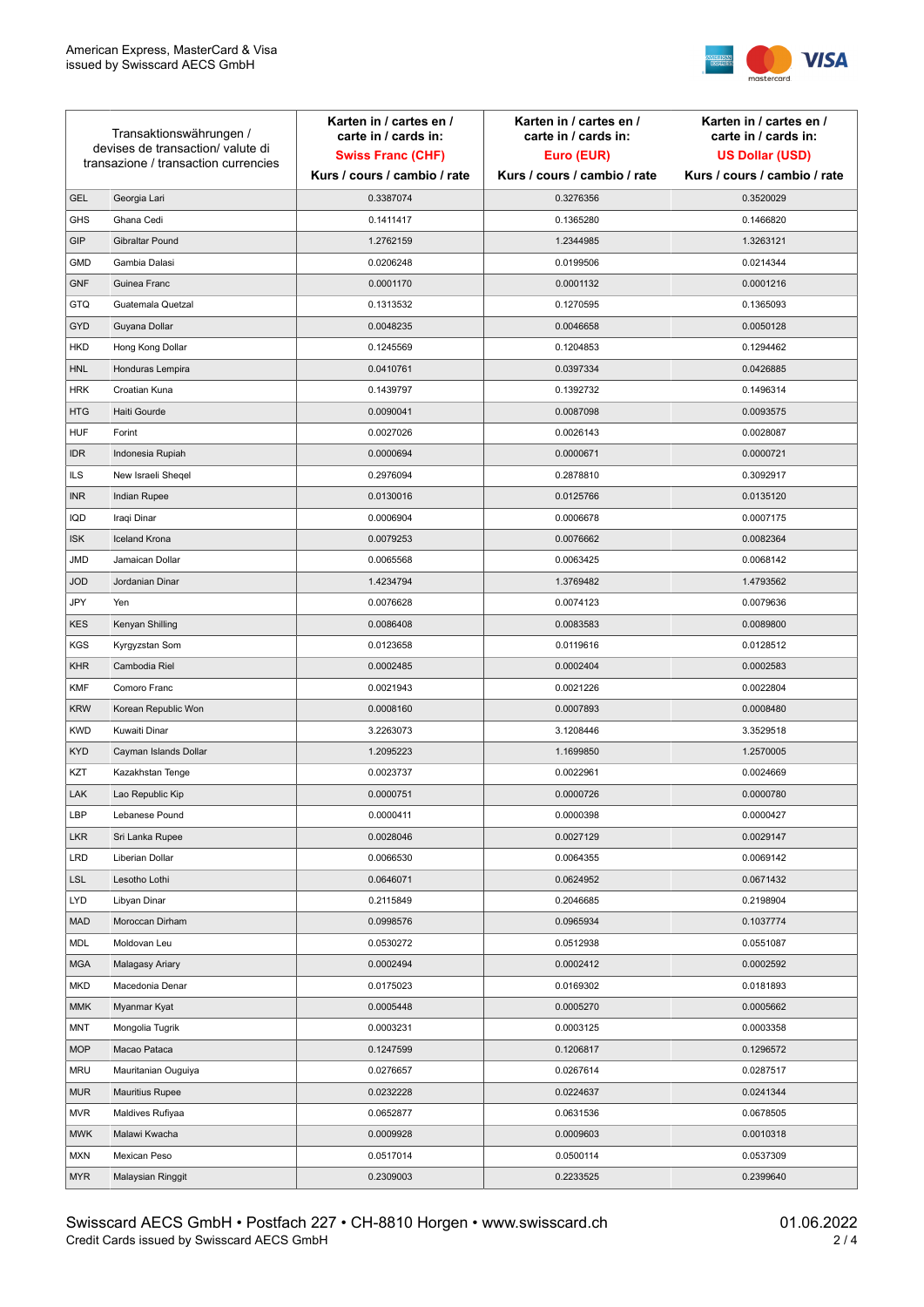| Transaktionswährungen / devises de transaction/ valute di transazione / transaction currencies | | Karten in / cartes en / carte in / cards in: **Swiss Franc (CHF)** Kurs / cours / cambio / rate | Karten in / cartes en / carte in / cards in: **Euro (EUR)** Kurs / cours / cambio / rate | Karten in / cartes en / carte in / cards in: **US Dollar (USD)** Kurs / cours / cambio / rate |
|---|---|---|---|---|
| GEL | Georgia Lari | 0.3387074 | 0.3276356 | 0.3520029 |
| GHS | Ghana Cedi | 0.1411417 | 0.1365280 | 0.1466820 |
| GIP | Gibraltar Pound | 1.2762159 | 1.2344985 | 1.3263121 |
| GMD | Gambia Dalasi | 0.0206248 | 0.0199506 | 0.0214344 |
| GNF | Guinea Franc | 0.0001170 | 0.0001132 | 0.0001216 |
| GTQ | Guatemala Quetzal | 0.1313532 | 0.1270595 | 0.1365093 |
| GYD | Guyana Dollar | 0.0048235 | 0.0046658 | 0.0050128 |
| HKD | Hong Kong Dollar | 0.1245569 | 0.1204853 | 0.1294462 |
| HNL | Honduras Lempira | 0.0410761 | 0.0397334 | 0.0426885 |
| HRK | Croatian Kuna | 0.1439797 | 0.1392732 | 0.1496314 |
| HTG | Haiti Gourde | 0.0090041 | 0.0087098 | 0.0093575 |
| HUF | Forint | 0.0027026 | 0.0026143 | 0.0028087 |
| IDR | Indonesia Rupiah | 0.0000694 | 0.0000671 | 0.0000721 |
| ILS | New Israeli Sheqel | 0.2976094 | 0.2878810 | 0.3092917 |
| INR | Indian Rupee | 0.0130016 | 0.0125766 | 0.0135120 |
| IQD | Iraqi Dinar | 0.0006904 | 0.0006678 | 0.0007175 |
| ISK | Iceland Krona | 0.0079253 | 0.0076662 | 0.0082364 |
| JMD | Jamaican Dollar | 0.0065568 | 0.0063425 | 0.0068142 |
| JOD | Jordanian Dinar | 1.4234794 | 1.3769482 | 1.4793562 |
| JPY | Yen | 0.0076628 | 0.0074123 | 0.0079636 |
| KES | Kenyan Shilling | 0.0086408 | 0.0083583 | 0.0089800 |
| KGS | Kyrgyzstan Som | 0.0123658 | 0.0119616 | 0.0128512 |
| KHR | Cambodia Riel | 0.0002485 | 0.0002404 | 0.0002583 |
| KMF | Comoro Franc | 0.0021943 | 0.0021226 | 0.0022804 |
| KRW | Korean Republic Won | 0.0008160 | 0.0007893 | 0.0008480 |
| KWD | Kuwaiti Dinar | 3.2263073 | 3.1208446 | 3.3529518 |
| KYD | Cayman Islands Dollar | 1.2095223 | 1.1699850 | 1.2570005 |
| KZT | Kazakhstan Tenge | 0.0023737 | 0.0022961 | 0.0024669 |
| LAK | Lao Republic Kip | 0.0000751 | 0.0000726 | 0.0000780 |
| LBP | Lebanese Pound | 0.0000411 | 0.0000398 | 0.0000427 |
| LKR | Sri Lanka Rupee | 0.0028046 | 0.0027129 | 0.0029147 |
| LRD | Liberian Dollar | 0.0066530 | 0.0064355 | 0.0069142 |
| LSL | Lesotho Lothi | 0.0646071 | 0.0624952 | 0.0671432 |
| LYD | Libyan Dinar | 0.2115849 | 0.2046685 | 0.2198904 |
| MAD | Moroccan Dirham | 0.0998576 | 0.0965934 | 0.1037774 |
| MDL | Moldovan Leu | 0.0530272 | 0.0512938 | 0.0551087 |
| MGA | Malagasy Ariary | 0.0002494 | 0.0002412 | 0.0002592 |
| MKD | Macedonia Denar | 0.0175023 | 0.0169302 | 0.0181893 |
| MMK | Myanmar Kyat | 0.0005448 | 0.0005270 | 0.0005662 |
| MNT | Mongolia Tugrik | 0.0003231 | 0.0003125 | 0.0003358 |
| MOP | Macao Pataca | 0.1247599 | 0.1206817 | 0.1296572 |
| MRU | Mauritanian Ouguiya | 0.0276657 | 0.0267614 | 0.0287517 |
| MUR | Mauritius Rupee | 0.0232228 | 0.0224637 | 0.0241344 |
| MVR | Maldives Rufiyaa | 0.0652877 | 0.0631536 | 0.0678505 |
| MWK | Malawi Kwacha | 0.0009928 | 0.0009603 | 0.0010318 |
| MXN | Mexican Peso | 0.0517014 | 0.0500114 | 0.0537309 |
| MYR | Malaysian Ringgit | 0.2309003 | 0.2233525 | 0.2399640 |

Swisscard AECS GmbH • Postfach 227 • CH-8810 Horgen • www.swisscard.ch
Credit Cards issued by Swisscard AECS GmbH

01.06.2022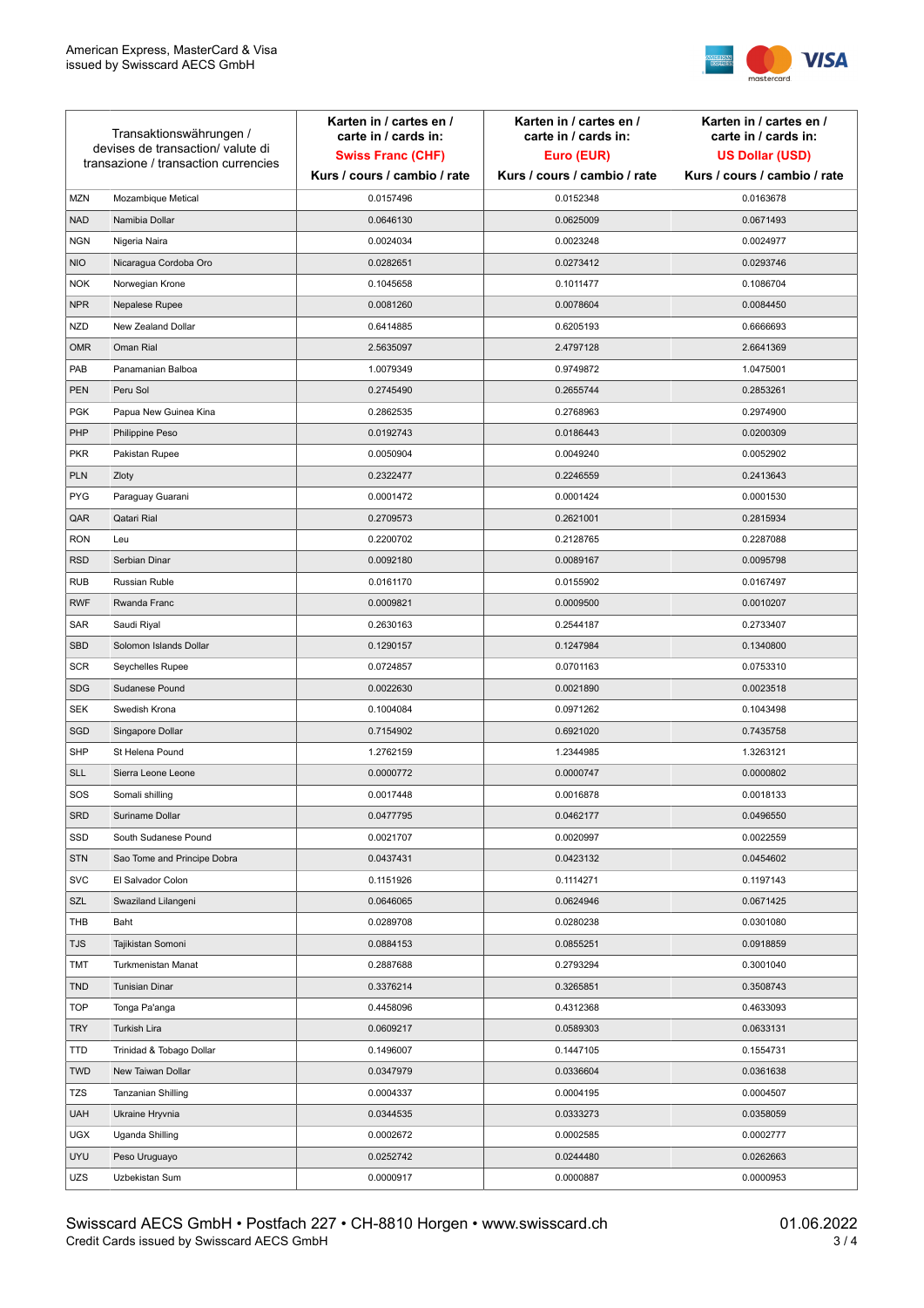| Transaktionswährungen / devises de transaction/ valute di transazione / transaction currencies | | Karten in / cartes en / carte in / cards in: **Swiss Franc (CHF)** Kurs / cours / cambio / rate | Karten in / cartes en / carte in / cards in: **Euro (EUR)** Kurs / cours / cambio / rate | Karten in / cartes en / carte in / cards in: **US Dollar (USD)** Kurs / cours / cambio / rate |
|---|---|---|---|---|
| MZN | Mozambique Metical | 0.0157496 | 0.0152348 | 0.0163678 |
| NAD | Namibia Dollar | 0.0646130 | 0.0625009 | 0.0671493 |
| NGN | Nigeria Naira | 0.0024034 | 0.0023248 | 0.0024977 |
| NIO | Nicaragua Cordoba Oro | 0.0282651 | 0.0273412 | 0.0293746 |
| NOK | Norwegian Krone | 0.1045658 | 0.1011477 | 0.1086704 |
| NPR | Nepalese Rupee | 0.0081260 | 0.0078604 | 0.0084450 |
| NZD | New Zealand Dollar | 0.6414885 | 0.6205193 | 0.6666693 |
| OMR | Oman Rial | 2.5635097 | 2.4797128 | 2.6641369 |
| PAB | Panamanian Balboa | 1.0079349 | 0.9749872 | 1.0475001 |
| PEN | Peru Sol | 0.2745490 | 0.2655744 | 0.2853261 |
| PGK | Papua New Guinea Kina | 0.2862535 | 0.2768963 | 0.2974900 |
| PHP | Philippine Peso | 0.0192743 | 0.0186443 | 0.0200309 |
| PKR | Pakistan Rupee | 0.0050904 | 0.0049240 | 0.0052902 |
| PLN | Zloty | 0.2322477 | 0.2246559 | 0.2413643 |
| PYG | Paraguay Guarani | 0.0001472 | 0.0001424 | 0.0001530 |
| QAR | Qatari Rial | 0.2709573 | 0.2621001 | 0.2815934 |
| RON | Leu | 0.2200702 | 0.2128765 | 0.2287088 |
| RSD | Serbian Dinar | 0.0092180 | 0.0089167 | 0.0095798 |
| RUB | Russian Ruble | 0.0161170 | 0.0155902 | 0.0167497 |
| RWF | Rwanda Franc | 0.0009821 | 0.0009500 | 0.0010207 |
| SAR | Saudi Riyal | 0.2630163 | 0.2544187 | 0.2733407 |
| SBD | Solomon Islands Dollar | 0.1290157 | 0.1247984 | 0.1340800 |
| SCR | Seychelles Rupee | 0.0724857 | 0.0701163 | 0.0753310 |
| SDG | Sudanese Pound | 0.0022630 | 0.0021890 | 0.0023518 |
| SEK | Swedish Krona | 0.1004084 | 0.0971262 | 0.1043498 |
| SGD | Singapore Dollar | 0.7154902 | 0.6921020 | 0.7435758 |
| SHP | St Helena Pound | 1.2762159 | 1.2344985 | 1.3263121 |
| SLL | Sierra Leone Leone | 0.0000772 | 0.0000747 | 0.0000802 |
| SOS | Somali shilling | 0.0017448 | 0.0016878 | 0.0018133 |
| SRD | Suriname Dollar | 0.0477795 | 0.0462177 | 0.0496550 |
| SSD | South Sudanese Pound | 0.0021707 | 0.0020997 | 0.0022559 |
| STN | Sao Tome and Principe Dobra | 0.0437431 | 0.0423132 | 0.0454602 |
| SVC | El Salvador Colon | 0.1151926 | 0.1114271 | 0.1197143 |
| SZL | Swaziland Lilangeni | 0.0646065 | 0.0624946 | 0.0671425 |
| THB | Baht | 0.0289708 | 0.0280238 | 0.0301080 |
| TJS | Tajikistan Somoni | 0.0884153 | 0.0855251 | 0.0918859 |
| TMT | Turkmenistan Manat | 0.2887688 | 0.2793294 | 0.3001040 |
| TND | Tunisian Dinar | 0.3376214 | 0.3265851 | 0.3508743 |
| TOP | Tonga Pa'anga | 0.4458096 | 0.4312368 | 0.4633093 |
| TRY | Turkish Lira | 0.0609217 | 0.0589303 | 0.0633131 |
| TTD | Trinidad & Tobago Dollar | 0.1496007 | 0.1447105 | 0.1554731 |
| TWD | New Taiwan Dollar | 0.0347979 | 0.0336604 | 0.0361638 |
| TZS | Tanzanian Shilling | 0.0004337 | 0.0004195 | 0.0004507 |
| UAH | Ukraine Hryvnia | 0.0344535 | 0.0333273 | 0.0358059 |
| UGX | Uganda Shilling | 0.0002672 | 0.0002585 | 0.0002777 |
| UYU | Peso Uruguayo | 0.0252742 | 0.0244480 | 0.0262663 |
| UZS | Uzbekistan Sum | 0.0000917 | 0.0000887 | 0.0000953 |

Swisscard AECS GmbH • Postfach 227 • CH-8810 Horgen • www.swisscard.ch
Credit Cards issued by Swisscard AECS GmbH

01.06.2022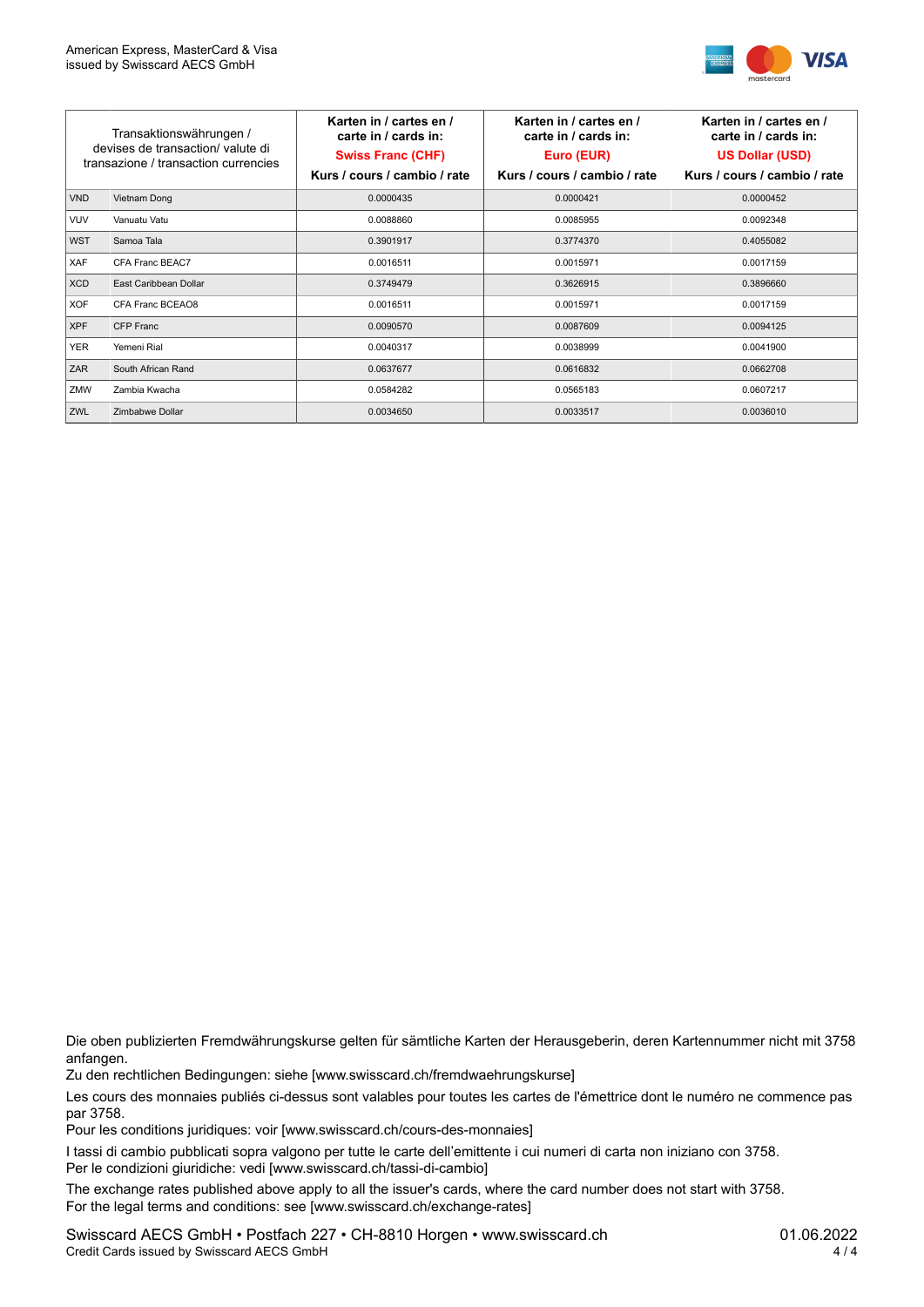| Transaktionswährungen / devises de transaction/ valute di transazione / transaction currencies | | Karten in / cartes en / carte in / cards in: **Swiss Franc (CHF)** Kurs / cours / cambio / rate | Karten in / cartes en / carte in / cards in: **Euro (EUR)** Kurs / cours / cambio / rate | Karten in / cartes en / carte in / cards in: **US Dollar (USD)** Kurs / cours / cambio / rate |
|---|---|---|---|---|
| VND | Vietnam Dong | 0.0000435 | 0.0000421 | 0.0000452 |
| VUV | Vanuatu Vatu | 0.0088860 | 0.0085955 | 0.0092348 |
| WST | Samoa Tala | 0.3901917 | 0.3774370 | 0.4055082 |
| XAF | CFA Franc BEAC7 | 0.0016511 | 0.0015971 | 0.0017159 |
| XCD | East Caribbean Dollar | 0.3749479 | 0.3626915 | 0.3896660 |
| XOF | CFA Franc BCEAO8 | 0.0016511 | 0.0015971 | 0.0017159 |
| XPF | CFP Franc | 0.0090570 | 0.0087609 | 0.0094125 |
| YER | Yemeni Rial | 0.0040317 | 0.0038999 | 0.0041900 |
| ZAR | South African Rand | 0.0637677 | 0.0616832 | 0.0662708 |
| ZMW | Zambia Kwacha | 0.0584282 | 0.0565183 | 0.0607217 |
| ZWL | Zimbabwe Dollar | 0.0034650 | 0.0033517 | 0.0036010 |

Die oben publizierten Fremdwährungskurse gelten für sämtliche Karten der Herausgeberin, deren Kartennummer nicht mit 3758 anfangen.
Zu den rechtlichen Bedingungen: siehe [www.swisscard.ch/fremdwaehrungskurse]

Les cours des monnaies publiés ci-dessus sont valables pour toutes les cartes de l'émettrice dont le numéro ne commence pas par 3758.
Pour les conditions juridiques: voir [www.swisscard.ch/cours-des-monnaies]

I tassi di cambio pubblicati sopra valgono per tutte le carte dell'emittente i cui numeri di carta non iniziano con 3758.
Per le condizioni giuridiche: vedi [www.swisscard.ch/tassi-di-cambio]

The exchange rates published above apply to all the issuer's cards, where the card number does not start with 3758.
For the legal terms and conditions: see [www.swisscard.ch/exchange-rates]

Swisscard AECS GmbH • Postfach 227 • CH-8810 Horgen • www.swisscard.ch
Credit Cards issued by Swisscard AECS GmbH

01.06.2022